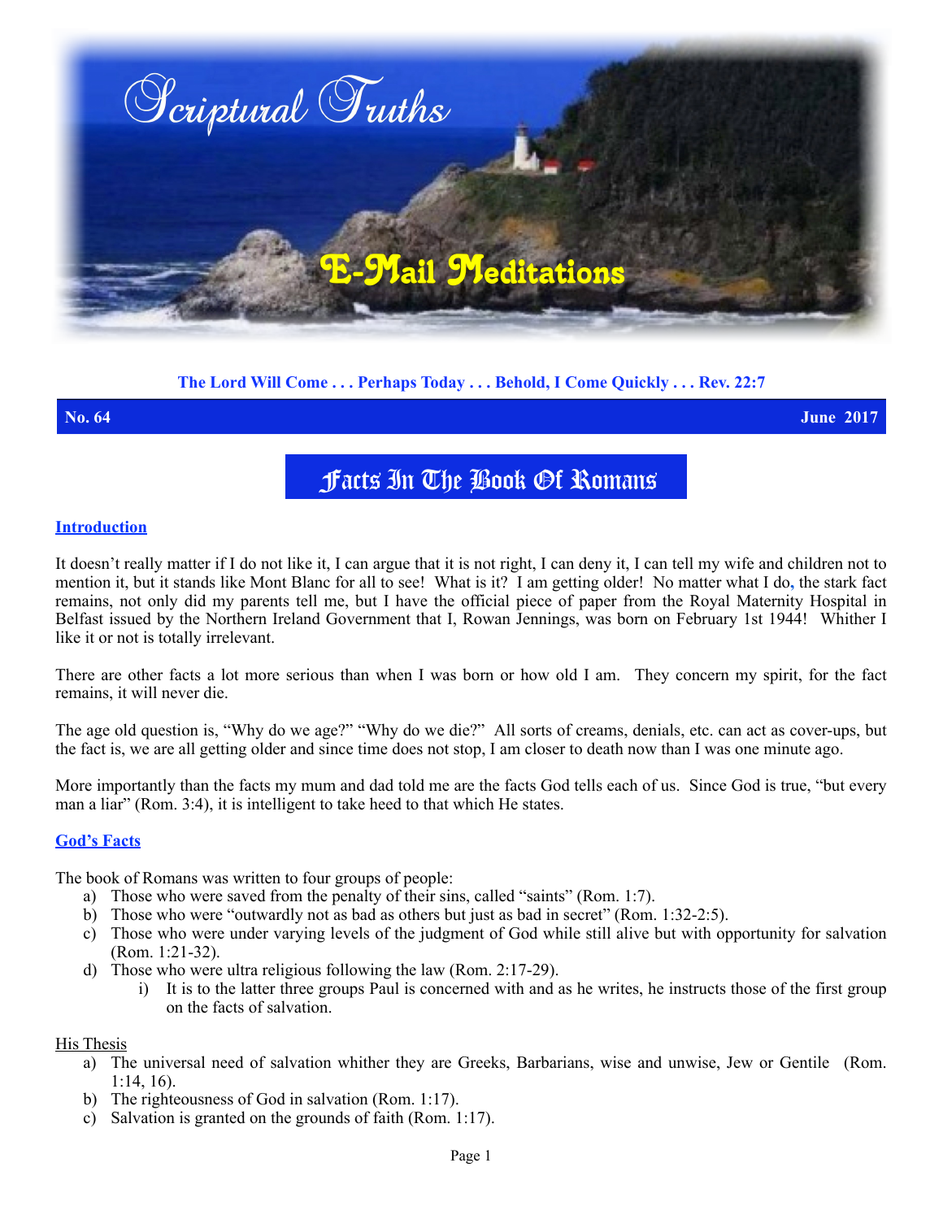# Scriptural Truths

## E-Mail Meditations

**The Lord Will Come . . . Perhaps Today . . . Behold, I Come Quickly . . . Rev. 22:7**

**No. 64** **June 2017**

# Facts In The Book Of Romans

## Introduction

It doesn't really matter if I do not like it, I can argue that it is not right, I can deny it, I can tell my wife and children not to mention it, but it stands like Mont Blanc for all to see! What is it? I am getting older! No matter what I do, the stark fact remains, not only did my parents tell me, but I have the official piece of paper from the Royal Maternity Hospital in Belfast issued by the Northern Ireland Government that I, Rowan Jennings, was born on February 1st 1944! Whither I like it or not is totally irrelevant.

There are other facts a lot more serious than when I was born or how old I am. They concern my spirit, for the fact remains, it will never die.

The age old question is, "Why do we age?" "Why do we die?" All sorts of creams, denials, etc. can act as cover-ups, but the fact is, we are all getting older and since time does not stop, I am closer to death now than I was one minute ago.

More importantly than the facts my mum and dad told me are the facts God tells each of us. Since God is true, "but every man a liar" (Rom. 3:4), it is intelligent to take heed to that which He states.

## God's Facts

The book of Romans was written to four groups of people:

a) Those who were saved from the penalty of their sins, called "saints" (Rom. 1:7).
b) Those who were "outwardly not as bad as others but just as bad in secret" (Rom. 1:32-2:5).
c) Those who were under varying levels of the judgment of God while still alive but with opportunity for salvation (Rom. 1:21-32).
d) Those who were ultra religious following the law (Rom. 2:17-29).
    i) It is to the latter three groups Paul is concerned with and as he writes, he instructs those of the first group on the facts of salvation.

His Thesis

a) The universal need of salvation whither they are Greeks, Barbarians, wise and unwise, Jew or Gentile (Rom. 1:14, 16).
b) The righteousness of God in salvation (Rom. 1:17).
c) Salvation is granted on the grounds of faith (Rom. 1:17).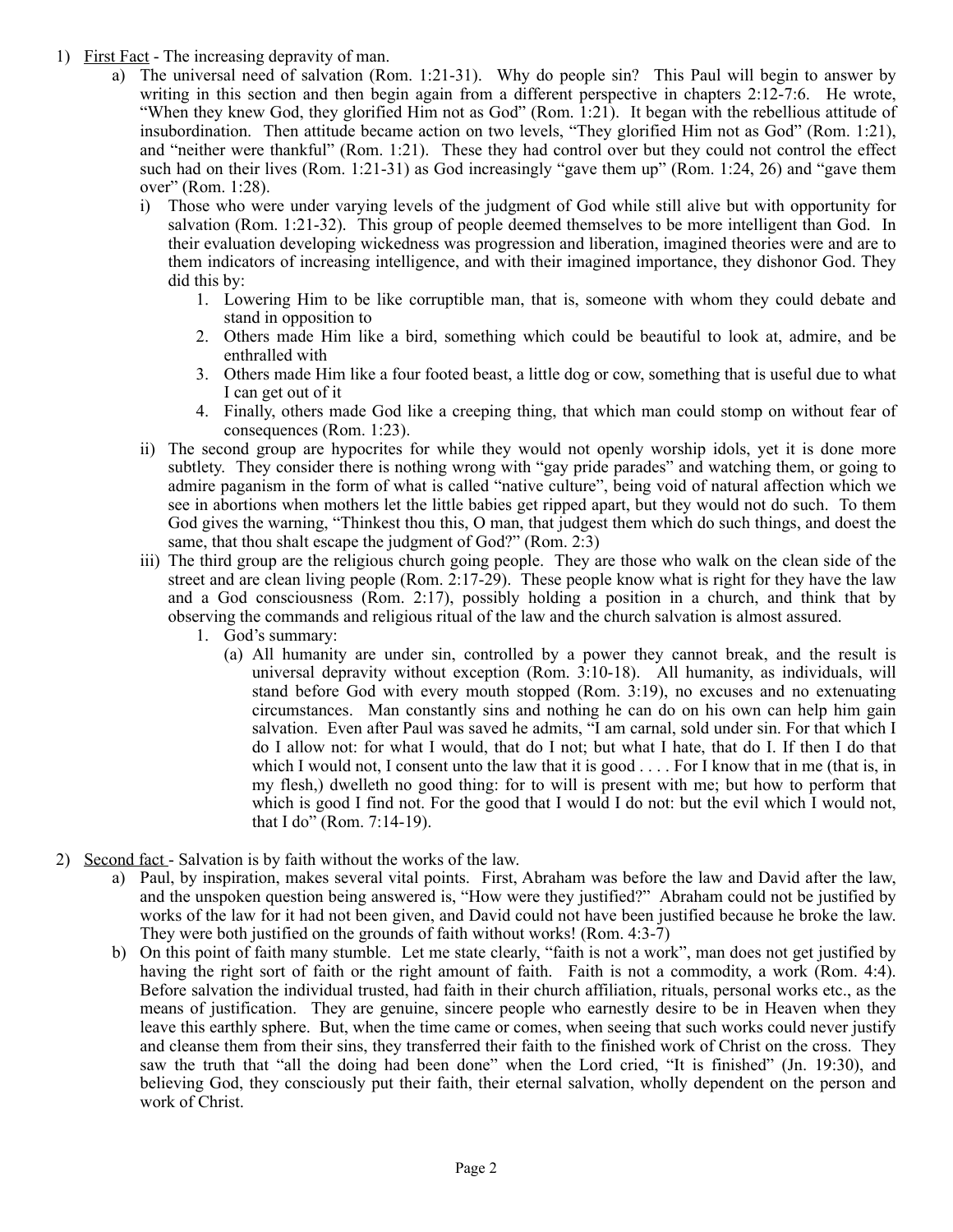1) <u>First Fact</u> - The increasing depravity of man.
   a) The universal need of salvation (Rom. 1:21-31). Why do people sin? This Paul will begin to answer by writing in this section and then begin again from a different perspective in chapters 2:12-7:6. He wrote, "When they knew God, they glorified Him not as God" (Rom. 1:21). It began with the rebellious attitude of insubordination. Then attitude became action on two levels, "They glorified Him not as God" (Rom. 1:21), and "neither were thankful" (Rom. 1:21). These they had control over but they could not control the effect such had on their lives (Rom. 1:21-31) as God increasingly "gave them up" (Rom. 1:24, 26) and "gave them over" (Rom. 1:28).
      i) Those who were under varying levels of the judgment of God while still alive but with opportunity for salvation (Rom. 1:21-32). This group of people deemed themselves to be more intelligent than God. In their evaluation developing wickedness was progression and liberation, imagined theories were and are to them indicators of increasing intelligence, and with their imagined importance, they dishonor God. They did this by:
         1. Lowering Him to be like corruptible man, that is, someone with whom they could debate and stand in opposition to
         2. Others made Him like a bird, something which could be beautiful to look at, admire, and be enthralled with
         3. Others made Him like a four footed beast, a little dog or cow, something that is useful due to what I can get out of it
         4. Finally, others made God like a creeping thing, that which man could stomp on without fear of consequences (Rom. 1:23).
      ii) The second group are hypocrites for while they would not openly worship idols, yet it is done more subtlety. They consider there is nothing wrong with "gay pride parades" and watching them, or going to admire paganism in the form of what is called "native culture", being void of natural affection which we see in abortions when mothers let the little babies get ripped apart, but they would not do such. To them God gives the warning, "Thinkest thou this, O man, that judgest them which do such things, and doest the same, that thou shalt escape the judgment of God?" (Rom. 2:3)
      iii) The third group are the religious church going people. They are those who walk on the clean side of the street and are clean living people (Rom. 2:17-29). These people know what is right for they have the law and a God consciousness (Rom. 2:17), possibly holding a position in a church, and think that by observing the commands and religious ritual of the law and the church salvation is almost assured.
         1. God's summary:
            (a) All humanity are under sin, controlled by a power they cannot break, and the result is universal depravity without exception (Rom. 3:10-18). All humanity, as individuals, will stand before God with every mouth stopped (Rom. 3:19), no excuses and no extenuating circumstances. Man constantly sins and nothing he can do on his own can help him gain salvation. Even after Paul was saved he admits, "I am carnal, sold under sin. For that which I do I allow not: for what I would, that do I not; but what I hate, that do I. If then I do that which I would not, I consent unto the law that it is good . . . . For I know that in me (that is, in my flesh,) dwelleth no good thing: for to will is present with me; but how to perform that which is good I find not. For the good that I would I do not: but the evil which I would not, that I do" (Rom. 7:14-19).

2) <u>Second fact</u> - Salvation is by faith without the works of the law.
   a) Paul, by inspiration, makes several vital points. First, Abraham was before the law and David after the law, and the unspoken question being answered is, "How were they justified?" Abraham could not be justified by works of the law for it had not been given, and David could not have been justified because he broke the law. They were both justified on the grounds of faith without works! (Rom. 4:3-7)
   b) On this point of faith many stumble. Let me state clearly, "faith is not a work", man does not get justified by having the right sort of faith or the right amount of faith. Faith is not a commodity, a work (Rom. 4:4). Before salvation the individual trusted, had faith in their church affiliation, rituals, personal works etc., as the means of justification. They are genuine, sincere people who earnestly desire to be in Heaven when they leave this earthly sphere. But, when the time came or comes, when seeing that such works could never justify and cleanse them from their sins, they transferred their faith to the finished work of Christ on the cross. They saw the truth that "all the doing had been done" when the Lord cried, "It is finished" (Jn. 19:30), and believing God, they consciously put their faith, their eternal salvation, wholly dependent on the person and work of Christ.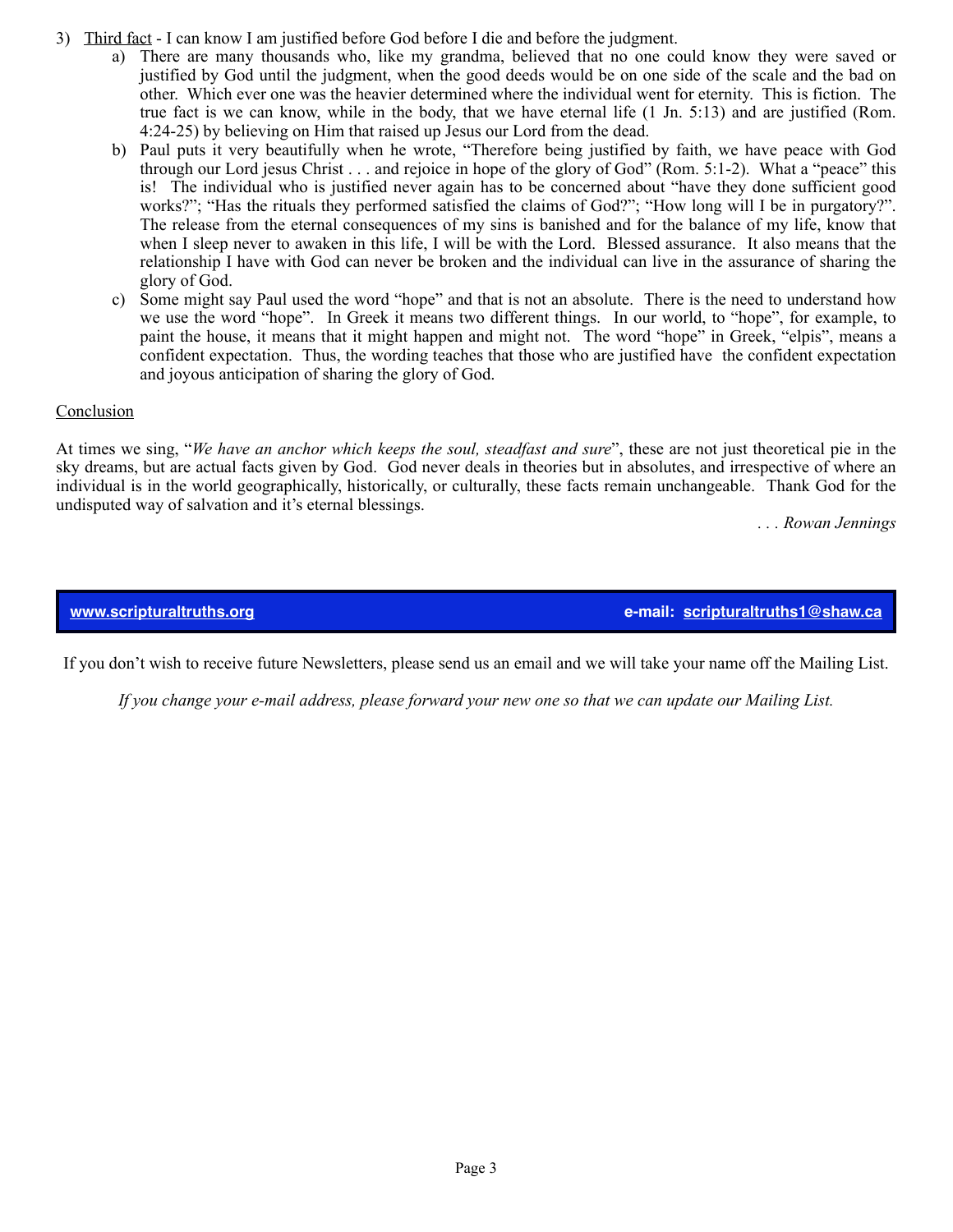3) <u>Third fact</u> - I can know I am justified before God before I die and before the judgment.

   a) There are many thousands who, like my grandma, believed that no one could know they were saved or justified by God until the judgment, when the good deeds would be on one side of the scale and the bad on other. Which ever one was the heavier determined where the individual went for eternity. This is fiction. The true fact is we can know, while in the body, that we have eternal life (1 Jn. 5:13) and are justified (Rom. 4:24-25) by believing on Him that raised up Jesus our Lord from the dead.

   b) Paul puts it very beautifully when he wrote, "Therefore being justified by faith, we have peace with God through our Lord jesus Christ . . . and rejoice in hope of the glory of God" (Rom. 5:1-2). What a "peace" this is! The individual who is justified never again has to be concerned about "have they done sufficient good works?"; "Has the rituals they performed satisfied the claims of God?"; "How long will I be in purgatory?". The release from the eternal consequences of my sins is banished and for the balance of my life, know that when I sleep never to awaken in this life, I will be with the Lord. Blessed assurance. It also means that the relationship I have with God can never be broken and the individual can live in the assurance of sharing the glory of God.

   c) Some might say Paul used the word "hope" and that is not an absolute. There is the need to understand how we use the word "hope". In Greek it means two different things. In our world, to "hope", for example, to paint the house, it means that it might happen and might not. The word "hope" in Greek, "elpis", means a confident expectation. Thus, the wording teaches that those who are justified have the confident expectation and joyous anticipation of sharing the glory of God.

<u>Conclusion</u>

At times we sing, "*We have an anchor which keeps the soul, steadfast and sure*", these are not just theoretical pie in the sky dreams, but are actual facts given by God. God never deals in theories but in absolutes, and irrespective of where an individual is in the world geographically, historically, or culturally, these facts remain unchangeable. Thank God for the undisputed way of salvation and it's eternal blessings.

*. . . Rowan Jennings*

**www.scripturaltruths.org** **e-mail: scripturaltruths1@shaw.ca**

If you don't wish to receive future Newsletters, please send us an email and we will take your name off the Mailing List.

*If you change your e-mail address, please forward your new one so that we can update our Mailing List.*